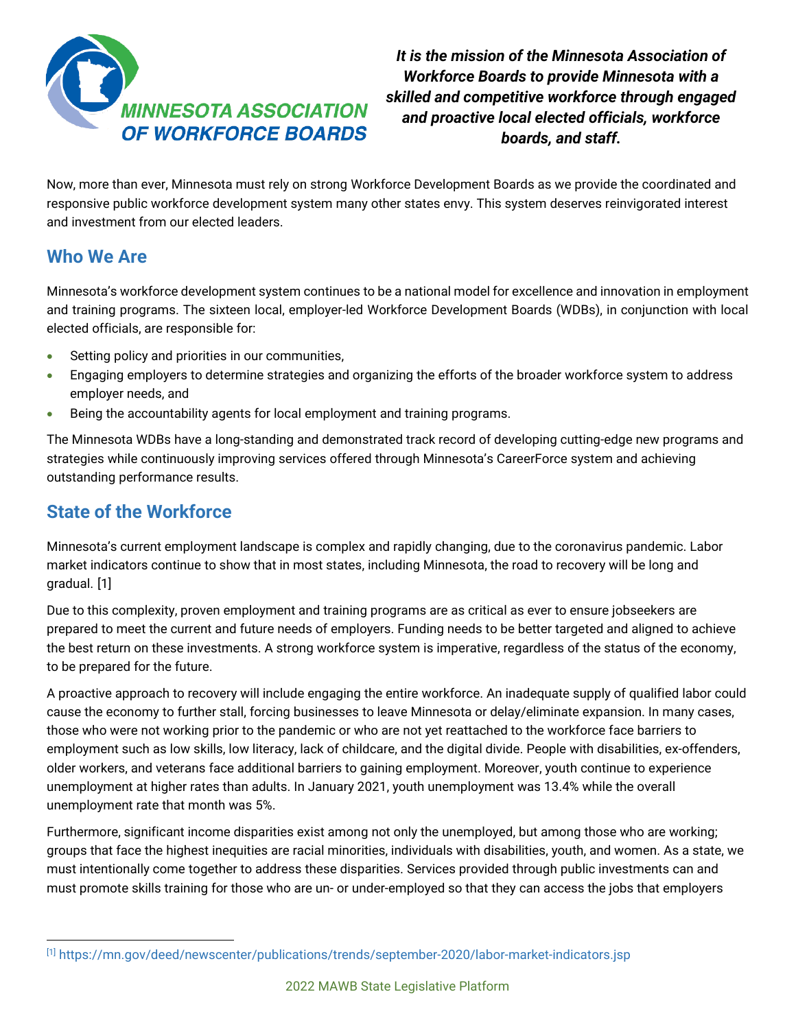**MINNESOTA ASSOCIATION OF WORKFORCE BOARDS**

***It is the mission of the Minnesota Association of Workforce Boards to provide Minnesota with a skilled and competitive workforce through engaged and proactive local elected officials, workforce boards, and staff.***

Now, more than ever, Minnesota must rely on strong Workforce Development Boards as we provide the coordinated and responsive public workforce development system many other states envy. This system deserves reinvigorated interest and investment from our elected leaders.

## Who We Are

Minnesota's workforce development system continues to be a national model for excellence and innovation in employment and training programs. The sixteen local, employer-led Workforce Development Boards (WDBs), in conjunction with local elected officials, are responsible for:

- Setting policy and priorities in our communities,
- Engaging employers to determine strategies and organizing the efforts of the broader workforce system to address employer needs, and
- Being the accountability agents for local employment and training programs.

The Minnesota WDBs have a long-standing and demonstrated track record of developing cutting-edge new programs and strategies while continuously improving services offered through Minnesota's CareerForce system and achieving outstanding performance results.

## State of the Workforce

Minnesota's current employment landscape is complex and rapidly changing, due to the coronavirus pandemic. Labor market indicators continue to show that in most states, including Minnesota, the road to recovery will be long and gradual. [1]

Due to this complexity, proven employment and training programs are as critical as ever to ensure jobseekers are prepared to meet the current and future needs of employers. Funding needs to be better targeted and aligned to achieve the best return on these investments. A strong workforce system is imperative, regardless of the status of the economy, to be prepared for the future.

A proactive approach to recovery will include engaging the entire workforce. An inadequate supply of qualified labor could cause the economy to further stall, forcing businesses to leave Minnesota or delay/eliminate expansion. In many cases, those who were not working prior to the pandemic or who are not yet reattached to the workforce face barriers to employment such as low skills, low literacy, lack of childcare, and the digital divide. People with disabilities, ex-offenders, older workers, and veterans face additional barriers to gaining employment. Moreover, youth continue to experience unemployment at higher rates than adults. In January 2021, youth unemployment was 13.4% while the overall unemployment rate that month was 5%.

Furthermore, significant income disparities exist among not only the unemployed, but among those who are working; groups that face the highest inequities are racial minorities, individuals with disabilities, youth, and women. As a state, we must intentionally come together to address these disparities. Services provided through public investments can and must promote skills training for those who are un- or under-employed so that they can access the jobs that employers

[1] https://mn.gov/deed/newscenter/publications/trends/september-2020/labor-market-indicators.jsp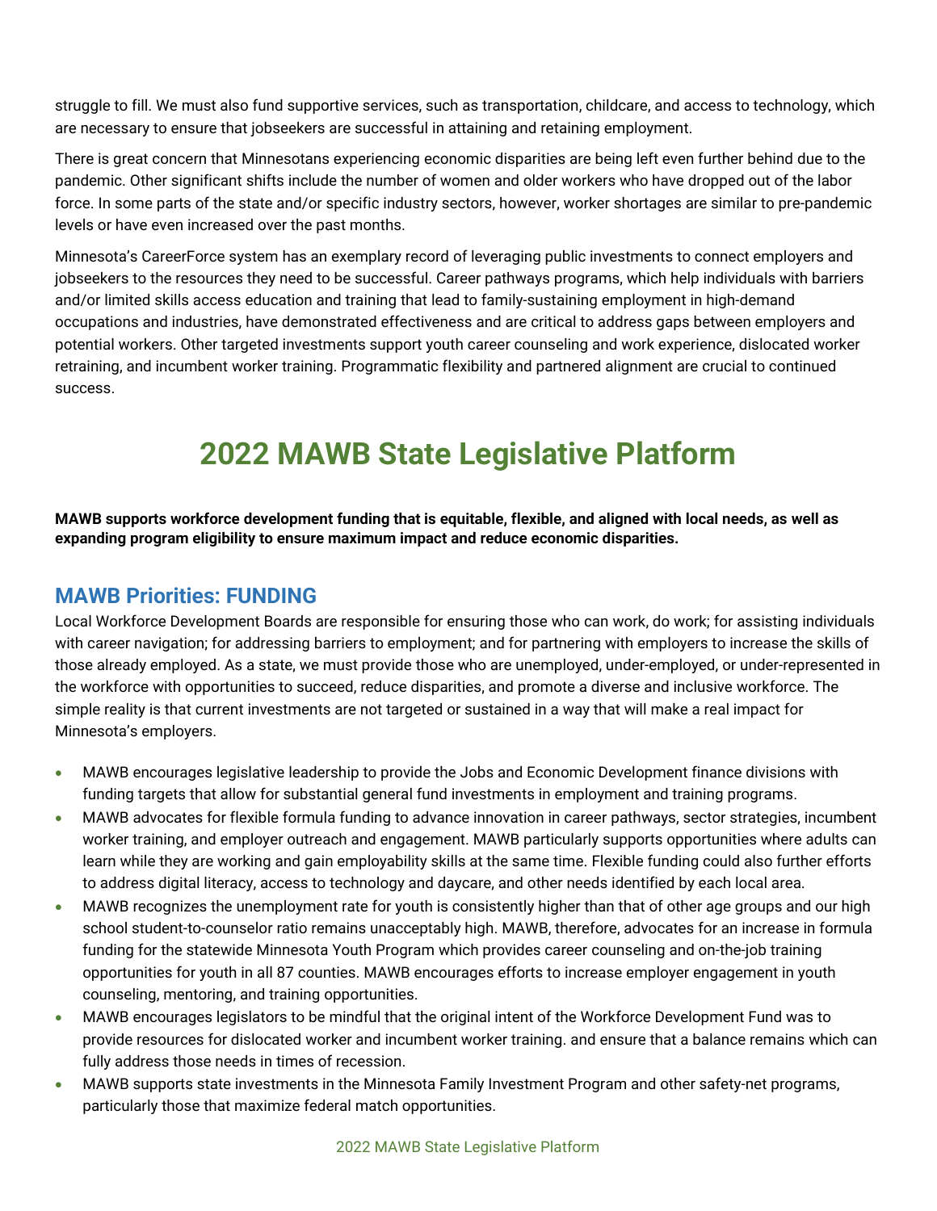struggle to fill. We must also fund supportive services, such as transportation, childcare, and access to technology, which are necessary to ensure that jobseekers are successful in attaining and retaining employment.

There is great concern that Minnesotans experiencing economic disparities are being left even further behind due to the pandemic. Other significant shifts include the number of women and older workers who have dropped out of the labor force. In some parts of the state and/or specific industry sectors, however, worker shortages are similar to pre-pandemic levels or have even increased over the past months.

Minnesota's CareerForce system has an exemplary record of leveraging public investments to connect employers and jobseekers to the resources they need to be successful. Career pathways programs, which help individuals with barriers and/or limited skills access education and training that lead to family-sustaining employment in high-demand occupations and industries, have demonstrated effectiveness and are critical to address gaps between employers and potential workers. Other targeted investments support youth career counseling and work experience, dislocated worker retraining, and incumbent worker training. Programmatic flexibility and partnered alignment are crucial to continued success.

# 2022 MAWB State Legislative Platform

**MAWB supports workforce development funding that is equitable, flexible, and aligned with local needs, as well as expanding program eligibility to ensure maximum impact and reduce economic disparities.**

## MAWB Priorities: FUNDING

Local Workforce Development Boards are responsible for ensuring those who can work, do work; for assisting individuals with career navigation; for addressing barriers to employment; and for partnering with employers to increase the skills of those already employed. As a state, we must provide those who are unemployed, under-employed, or under-represented in the workforce with opportunities to succeed, reduce disparities, and promote a diverse and inclusive workforce. The simple reality is that current investments are not targeted or sustained in a way that will make a real impact for Minnesota's employers.

- MAWB encourages legislative leadership to provide the Jobs and Economic Development finance divisions with funding targets that allow for substantial general fund investments in employment and training programs.
- MAWB advocates for flexible formula funding to advance innovation in career pathways, sector strategies, incumbent worker training, and employer outreach and engagement. MAWB particularly supports opportunities where adults can learn while they are working and gain employability skills at the same time. Flexible funding could also further efforts to address digital literacy, access to technology and daycare, and other needs identified by each local area.
- MAWB recognizes the unemployment rate for youth is consistently higher than that of other age groups and our high school student-to-counselor ratio remains unacceptably high. MAWB, therefore, advocates for an increase in formula funding for the statewide Minnesota Youth Program which provides career counseling and on-the-job training opportunities for youth in all 87 counties. MAWB encourages efforts to increase employer engagement in youth counseling, mentoring, and training opportunities.
- MAWB encourages legislators to be mindful that the original intent of the Workforce Development Fund was to provide resources for dislocated worker and incumbent worker training. and ensure that a balance remains which can fully address those needs in times of recession.
- MAWB supports state investments in the Minnesota Family Investment Program and other safety-net programs, particularly those that maximize federal match opportunities.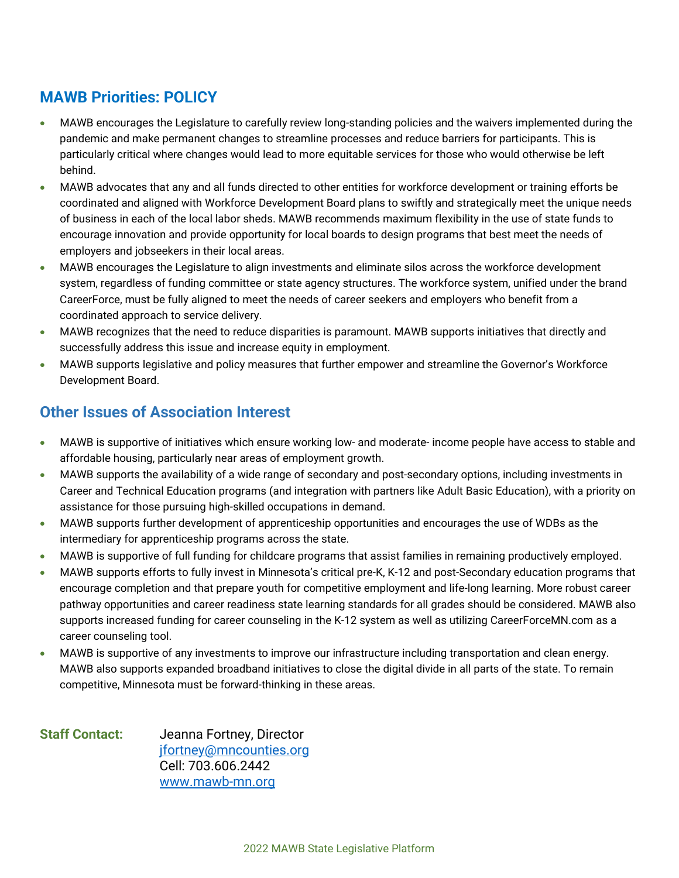## MAWB Priorities: POLICY

- MAWB encourages the Legislature to carefully review long-standing policies and the waivers implemented during the pandemic and make permanent changes to streamline processes and reduce barriers for participants. This is particularly critical where changes would lead to more equitable services for those who would otherwise be left behind.
- MAWB advocates that any and all funds directed to other entities for workforce development or training efforts be coordinated and aligned with Workforce Development Board plans to swiftly and strategically meet the unique needs of business in each of the local labor sheds. MAWB recommends maximum flexibility in the use of state funds to encourage innovation and provide opportunity for local boards to design programs that best meet the needs of employers and jobseekers in their local areas.
- MAWB encourages the Legislature to align investments and eliminate silos across the workforce development system, regardless of funding committee or state agency structures. The workforce system, unified under the brand CareerForce, must be fully aligned to meet the needs of career seekers and employers who benefit from a coordinated approach to service delivery.
- MAWB recognizes that the need to reduce disparities is paramount. MAWB supports initiatives that directly and successfully address this issue and increase equity in employment.
- MAWB supports legislative and policy measures that further empower and streamline the Governor's Workforce Development Board.

## Other Issues of Association Interest

- MAWB is supportive of initiatives which ensure working low- and moderate- income people have access to stable and affordable housing, particularly near areas of employment growth.
- MAWB supports the availability of a wide range of secondary and post-secondary options, including investments in Career and Technical Education programs (and integration with partners like Adult Basic Education), with a priority on assistance for those pursuing high-skilled occupations in demand.
- MAWB supports further development of apprenticeship opportunities and encourages the use of WDBs as the intermediary for apprenticeship programs across the state.
- MAWB is supportive of full funding for childcare programs that assist families in remaining productively employed.
- MAWB supports efforts to fully invest in Minnesota's critical pre-K, K-12 and post-Secondary education programs that encourage completion and that prepare youth for competitive employment and life-long learning. More robust career pathway opportunities and career readiness state learning standards for all grades should be considered. MAWB also supports increased funding for career counseling in the K-12 system as well as utilizing CareerForceMN.com as a career counseling tool.
- MAWB is supportive of any investments to improve our infrastructure including transportation and clean energy. MAWB also supports expanded broadband initiatives to close the digital divide in all parts of the state. To remain competitive, Minnesota must be forward-thinking in these areas.

**Staff Contact:** Jeanna Fortney, Director
jfortney@mncounties.org
Cell: 703.606.2442
www.mawb-mn.org